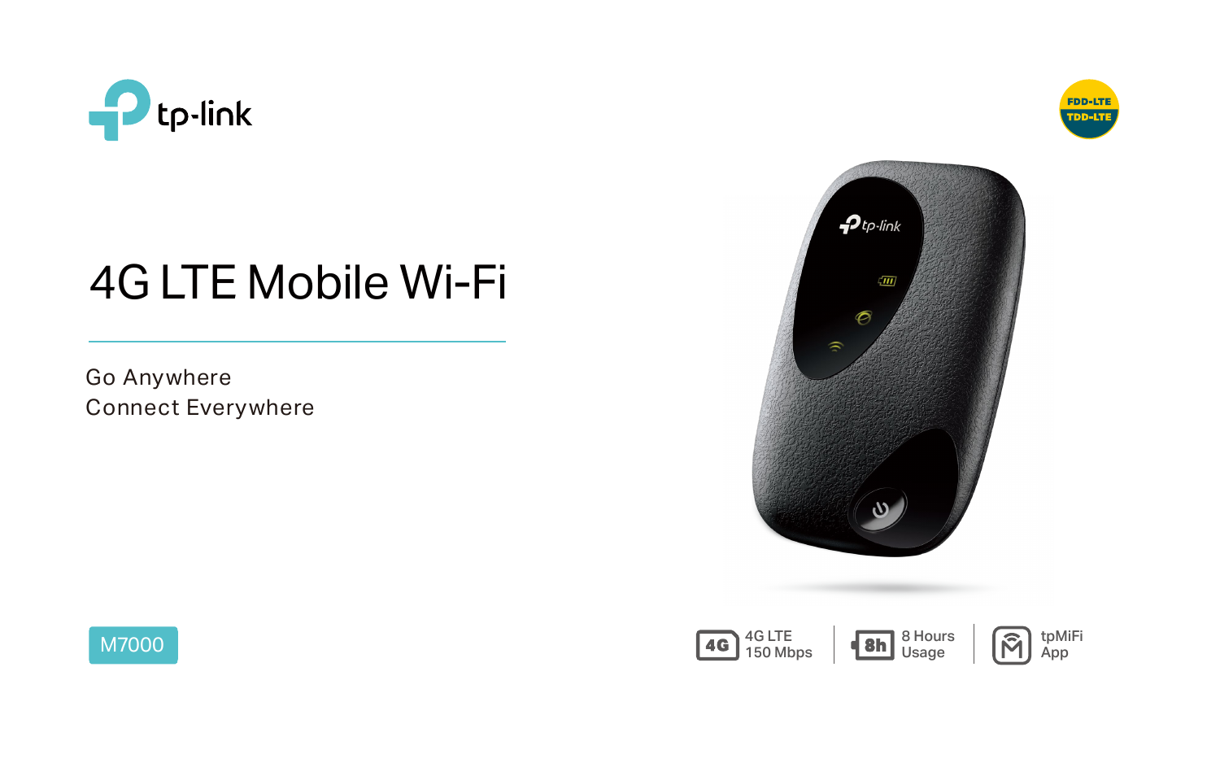tp-link

FDD-LTE
TDD-LTE

# 4G LTE Mobile Wi-Fi

Go Anywhere
Connect Everywhere

M7000

4G LTE 150 Mbps

8 Hours Usage

tpMiFi App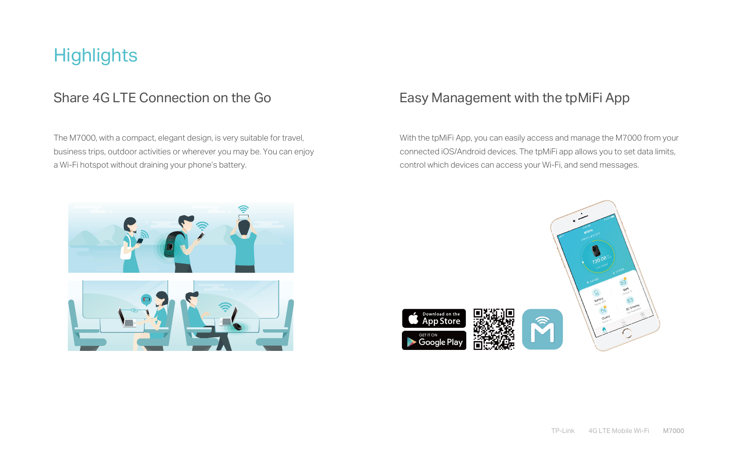# Highlights

## Share 4G LTE Connection on the Go

The M7000, with a compact, elegant design, is very suitable for travel, business trips, outdoor activities or wherever you may be. You can enjoy a Wi-Fi hotspot without draining your phone's battery.

## Easy Management with the tpMiFi App

With the tpMiFi App, you can easily access and manage the M7000 from your connected iOS/Android devices. The tpMiFi app allows you to set data limits, control which devices can access your Wi-Fi, and send messages.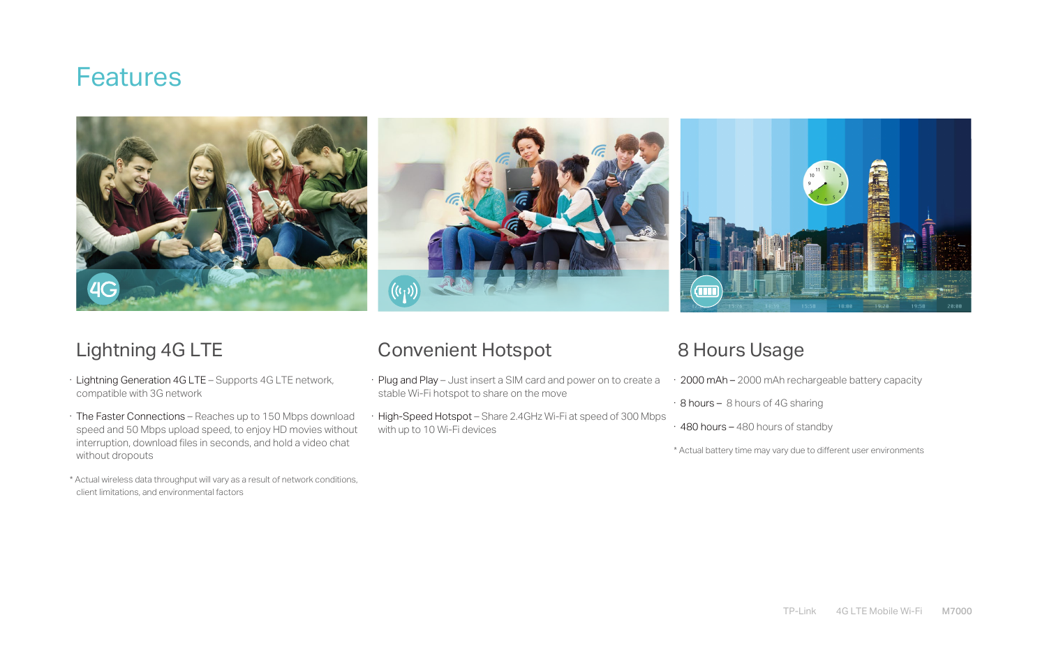# Features

## Lightning 4G LTE

- Lightning Generation 4G LTE – Supports 4G LTE network, compatible with 3G network
- The Faster Connections – Reaches up to 150 Mbps download speed and 50 Mbps upload speed, to enjoy HD movies without interruption, download files in seconds, and hold a video chat without dropouts

* Actual wireless data throughput will vary as a result of network conditions, client limitations, and environmental factors

## Convenient Hotspot

- Plug and Play – Just insert a SIM card and power on to create a stable Wi-Fi hotspot to share on the move
- High-Speed Hotspot – Share 2.4GHz Wi-Fi at speed of 300 Mbps with up to 10 Wi-Fi devices

## 8 Hours Usage

- 2000 mAh – 2000 mAh rechargeable battery capacity
- 8 hours – 8 hours of 4G sharing
- 480 hours – 480 hours of standby

* Actual battery time may vary due to different user environments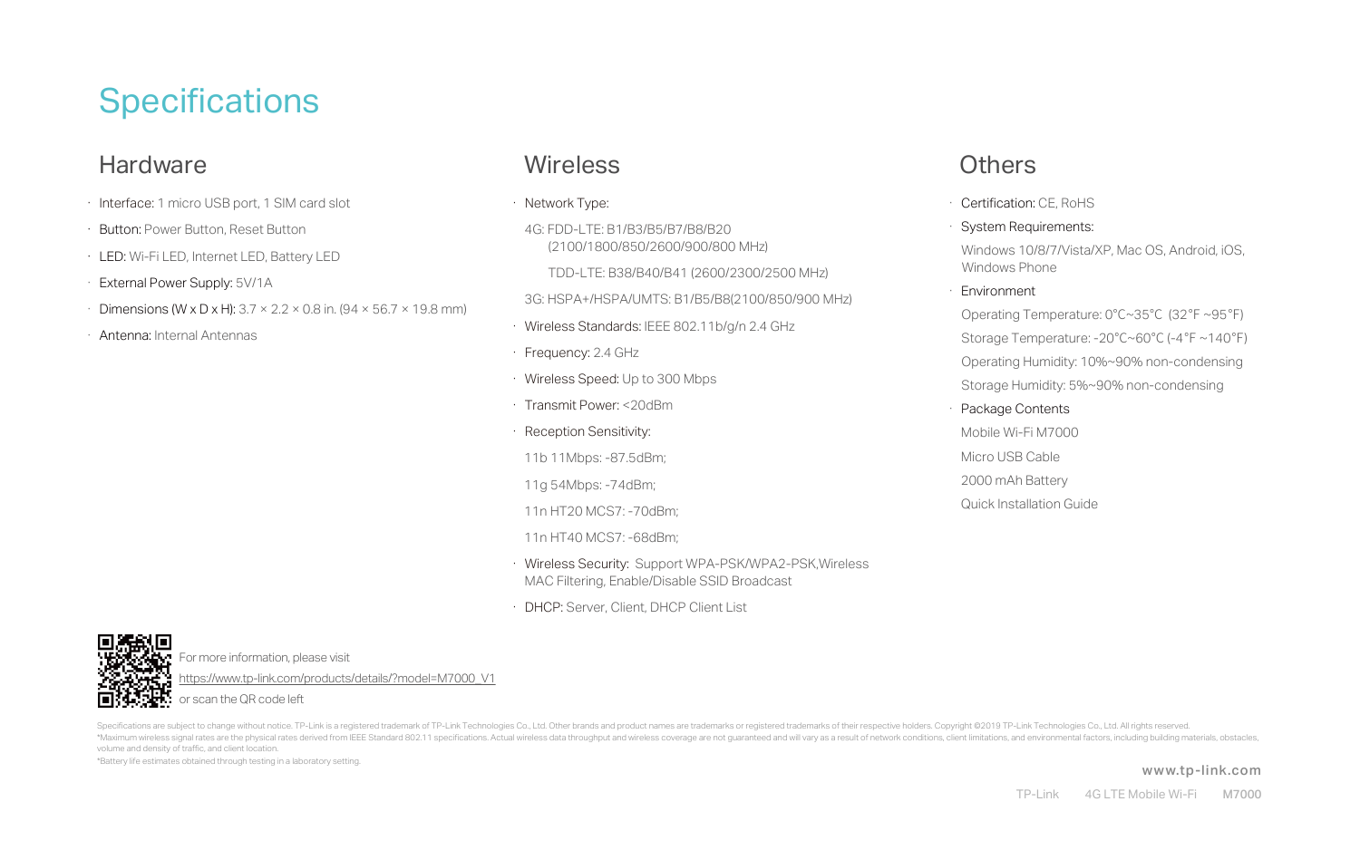# Specifications

## Hardware

- **Interface:** 1 micro USB port, 1 SIM card slot
- **Button:** Power Button, Reset Button
- **LED:** Wi-Fi LED, Internet LED, Battery LED
- **External Power Supply:** 5V/1A
- **Dimensions (W x D x H):** 3.7 × 2.2 × 0.8 in. (94 × 56.7 × 19.8 mm)
- **Antenna:** Internal Antennas

## Wireless

- **Network Type:**

  4G: FDD-LTE: B1/B3/B5/B7/B8/B20 (2100/1800/850/2600/900/800 MHz)

  TDD-LTE: B38/B40/B41 (2600/2300/2500 MHz)

  3G: HSPA+/HSPA/UMTS: B1/B5/B8(2100/850/900 MHz)
- **Wireless Standards:** IEEE 802.11b/g/n 2.4 GHz
- **Frequency:** 2.4 GHz
- **Wireless Speed:** Up to 300 Mbps
- **Transmit Power:** <20dBm
- **Reception Sensitivity:**

  11b 11Mbps: -87.5dBm;

  11g 54Mbps: -74dBm;

  11n HT20 MCS7: -70dBm;

  11n HT40 MCS7: -68dBm;
- **Wireless Security:** Support WPA-PSK/WPA2-PSK,Wireless MAC Filtering, Enable/Disable SSID Broadcast
- **DHCP:** Server, Client, DHCP Client List

## Others

- **Certification:** CE, RoHS
- **System Requirements:**

  Windows 10/8/7/Vista/XP, Mac OS, Android, iOS, Windows Phone
- **Environment**

  Operating Temperature: 0°C~35°C (32°F ~95°F)

  Storage Temperature: -20°C~60°C (-4°F ~140°F)

  Operating Humidity: 10%~90% non-condensing

  Storage Humidity: 5%~90% non-condensing
- **Package Contents**

  Mobile Wi-Fi M7000

  Micro USB Cable

  2000 mAh Battery

  Quick Installation Guide

For more information, please visit https://www.tp-link.com/products/details/?model=M7000_V1 or scan the QR code left

Specifications are subject to change without notice. TP-Link is a registered trademark of TP-Link Technologies Co., Ltd. Other brands and product names are trademarks or registered trademarks of their respective holders. Copyright ©2019 TP-Link Technologies Co., Ltd. All rights reserved.

*Maximum wireless signal rates are the physical rates derived from IEEE Standard 802.11 specifications. Actual wireless data throughput and wireless coverage are not guaranteed and will vary as a result of network conditions, client limitations, and environmental factors, including building materials, obstacles, volume and density of traffic, and client location.

*Battery life estimates obtained through testing in a laboratory setting.

www.tp-link.com

TP-Link 4G LTE Mobile Wi-Fi M7000